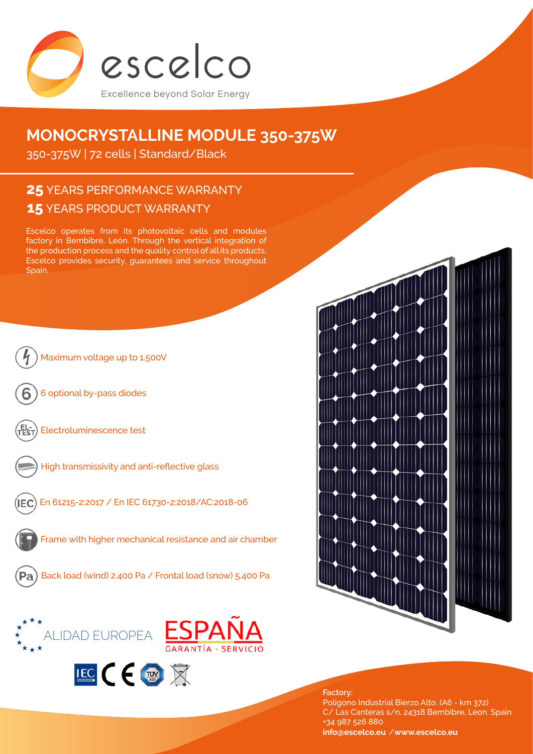escelco

Excellence beyond Solar Energy

# MONOCRYSTALLINE MODULE 350-375W

350-375W | 72 cells | Standard/Black

## **25** YEARS PERFORMANCE WARRANTY

## **15** YEARS PRODUCT WARRANTY

Escelco operates from its photovoltaic cells and modules factory in Bembibre, León. Through the vertical integration of the production process and the quality control of all its products, Escelco provides security, guarantees and service throughout Spain.

- Maximum voltage up to 1.500V
- 6 optional by-pass diodes
- Electroluminescence test
- High transmissivity and anti-reflective glass
- En 61215-2:2017 / En IEC 61730-2:2018/AC:2018-06
- Frame with higher mechanical resistance and air chamber
- Back load (wind) 2.400 Pa / Frontal load (snow) 5.400 Pa

ALIDAD EUROPEA

ESPAÑA

GARANTÍA · SERVICIO

**Factory:**

Polígono Industrial Bierzo Alto. (A6 - km 372)
C/ Las Canteras s/n. 24318 Bembibre, Leon. Spain
+34 987 526 880
**info@escelco.eu / www.escelco.eu**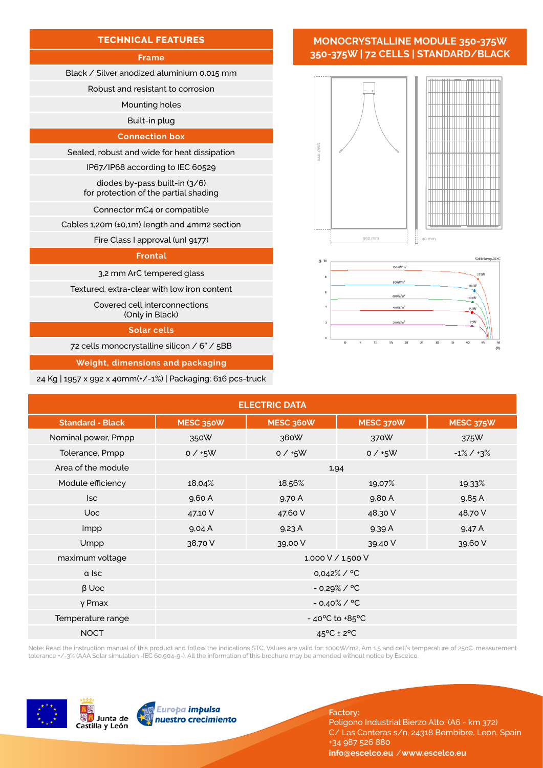## TECHNICAL FEATURES

### Frame

Black / Silver anodized aluminium 0,015 mm

Robust and resistant to corrosion

Mounting holes

Built-in plug

### Connection box

Sealed, robust and wide for heat dissipation

IP67/IP68 according to IEC 60529

diodes by-pass built-in (3/6)
for protection of the partial shading

Connector mC4 or compatible

Cables 1,20m (±0,1m) length and 4mm2 section

Fire Class I approval (unl 9177)

### Frontal

3,2 mm ArC tempered glass

Textured, extra-clear with low iron content

Covered cell interconnections
(Only in Black)

### Solar cells

72 cells monocrystalline silicon / 6" / 5BB

### Weight, dimensions and packaging

24 Kg | 1957 x 992 x 40mm(+/-1%) | Packaging: 616 pcs-truck

## MONOCRYSTALLINE MODULE 350-375W
## 350-375W | 72 CELLS | STANDARD/BLACK

1957 mm

992 mm

40 mm

Cells temp.25°C

1000W/m²
800W/m²
600W/m²
400W/m²
200W/m²

375W
300W
225W
150W
75W

0 5 10 15 20 25 30 35 40 45 50

(V)

## ELECTRIC DATA

| Standard - Black | MESC 350W | MESC 360W | MESC 370W | MESC 375W |
|---|---|---|---|---|
| Nominal power, Pmpp | 350W | 360W | 370W | 375W |
| Tolerance, Pmpp | 0 / +5W | 0 / +5W | 0 / +5W | -1% / +3% |
| Area of the module | 1,94 | | | |
| Module efficiency | 18,04% | 18,56% | 19,07% | 19,33% |
| Isc | 9,60 A | 9,70 A | 9,80 A | 9,85 A |
| Uoc | 47,10 V | 47,60 V | 48,30 V | 48,70 V |
| Impp | 9,04 A | 9,23 A | 9,39 A | 9,47 A |
| Umpp | 38,70 V | 39,00 V | 39,40 V | 39,60 V |
| maximum voltage | 1.000 V / 1.500 V | | | |
| α Isc | 0,042% / °C | | | |
| β Uoc | - 0,29% / °C | | | |
| γ Pmax | - 0,40% / °C | | | |
| Temperature range | - 40°C to +85°C | | | |
| NOCT | 45°C ± 2°C | | | |

Note: Read the instruction manual of this product and follow the indications STC. Values are valid for: 1000W/m2, Am 1.5 and cell's temperature of 25oC. measurement tolerance +/-3% (AAA Solar simulation -IEC 60.904-9-). All the information of this brochure may be amended without notice by Escelco.

Junta de Castilla y León

*Europa impulsa nuestro crecimiento*

**Factory:**
Polígono Industrial Bierzo Alto. (A6 - km 372)
C/ Las Canteras s/n, 24318 Bembibre, Leon. Spain
+34 987 526 880
**info@escelco.eu / www.escelco.eu**